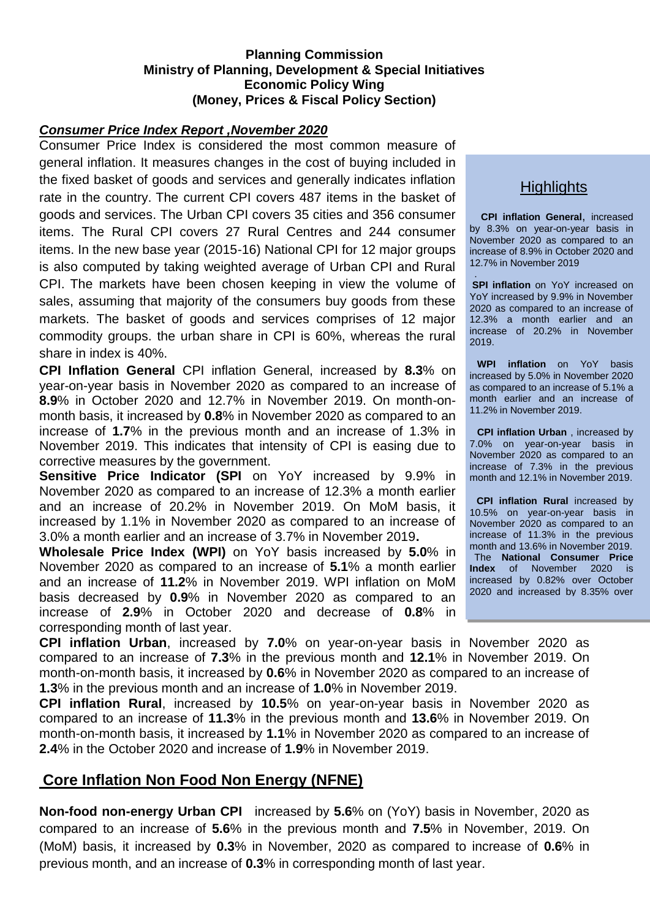**Planning Commission**
**Ministry of Planning, Development & Special Initiatives**
**Economic Policy Wing**
**(Money, Prices & Fiscal Policy Section)**

***Consumer Price Index Report ,November 2020***

Consumer Price Index is considered the most common measure of general inflation. It measures changes in the cost of buying included in the fixed basket of goods and services and generally indicates inflation rate in the country. The current CPI covers 487 items in the basket of goods and services. The Urban CPI covers 35 cities and 356 consumer items. The Rural CPI covers 27 Rural Centres and 244 consumer items. In the new base year (2015-16) National CPI for 12 major groups is also computed by taking weighted average of Urban CPI and Rural CPI. The markets have been chosen keeping in view the volume of sales, assuming that majority of the consumers buy goods from these markets. The basket of goods and services comprises of 12 major commodity groups. the urban share in CPI is 60%, whereas the rural share in index is 40%.

**CPI Inflation General** CPI inflation General, increased by **8.3**% on year-on-year basis in November 2020 as compared to an increase of **8.9**% in October 2020 and 12.7% in November 2019. On month-on-month basis, it increased by **0.8**% in November 2020 as compared to an increase of **1.7**% in the previous month and an increase of 1.3% in November 2019. This indicates that intensity of CPI is easing due to corrective measures by the government.

**Sensitive Price Indicator (SPI** on YoY increased by 9.9% in November 2020 as compared to an increase of 12.3% a month earlier and an increase of 20.2% in November 2019. On MoM basis, it increased by 1.1% in November 2020 as compared to an increase of 3.0% a month earlier and an increase of 3.7% in November 2019**.**

**Wholesale Price Index (WPI)** on YoY basis increased by **5.0**% in November 2020 as compared to an increase of **5.1**% a month earlier and an increase of **11.2**% in November 2019. WPI inflation on MoM basis decreased by **0.9**% in November 2020 as compared to an increase of **2.9**% in October 2020 and decrease of **0.8**% in corresponding month of last year.

**CPI inflation Urban**, increased by **7.0**% on year-on-year basis in November 2020 as compared to an increase of **7.3**% in the previous month and **12.1**% in November 2019. On month-on-month basis, it increased by **0.6**% in November 2020 as compared to an increase of **1.3**% in the previous month and an increase of **1.0**% in November 2019.

**CPI inflation Rural**, increased by **10.5**% on year-on-year basis in November 2020 as compared to an increase of **11.3**% in the previous month and **13.6**% in November 2019. On month-on-month basis, it increased by **1.1**% in November 2020 as compared to an increase of **2.4**% in the October 2020 and increase of **1.9**% in November 2019.

## Highlights

**CPI inflation General**, increased by 8.3% on year-on-year basis in November 2020 as compared to an increase of 8.9% in October 2020 and 12.7% in November 2019

**SPI inflation** on YoY increased on YoY increased by 9.9% in November 2020 as compared to an increase of 12.3% a month earlier and an increase of 20.2% in November 2019.

**WPI inflation** on YoY basis increased by 5.0% in November 2020 as compared to an increase of 5.1% a month earlier and an increase of 11.2% in November 2019.

**CPI inflation Urban** , increased by 7.0% on year-on-year basis in November 2020 as compared to an increase of 7.3% in the previous month and 12.1% in November 2019.

**CPI inflation Rural** increased by 10.5% on year-on-year basis in November 2020 as compared to an increase of 11.3% in the previous month and 13.6% in November 2019.

The **National Consumer Price Index** of November 2020 is increased by 0.82% over October 2020 and increased by 8.35% over

## Core Inflation Non Food Non Energy (NFNE)

**Non-food non-energy Urban CPI** increased by **5.6**% on (YoY) basis in November, 2020 as compared to an increase of **5.6**% in the previous month and **7.5**% in November, 2019. On (MoM) basis, it increased by **0.3**% in November, 2020 as compared to increase of **0.6**% in previous month, and an increase of **0.3**% in corresponding month of last year.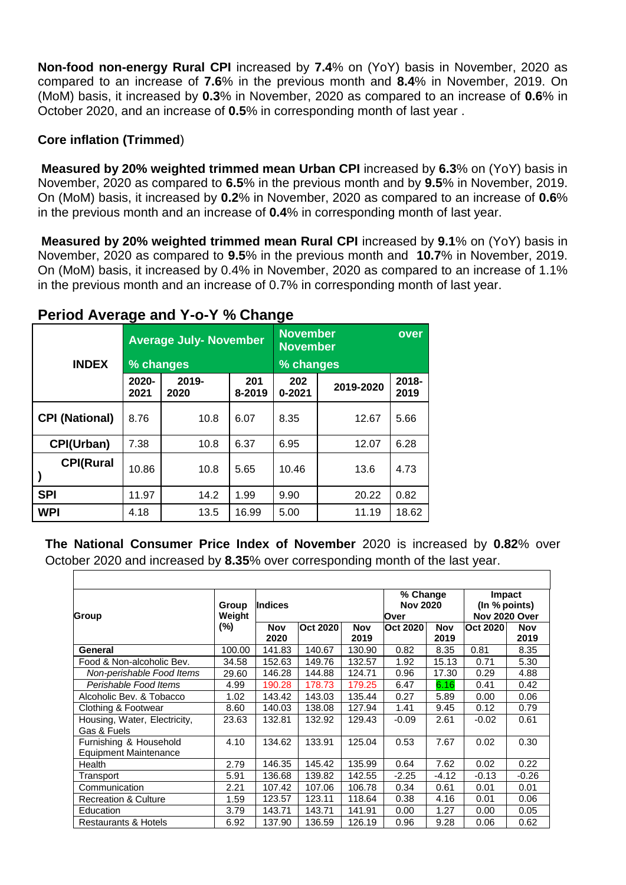**Non-food non-energy Rural CPI** increased by **7.4**% on (YoY) basis in November, 2020 as compared to an increase of **7.6**% in the previous month and **8.4**% in November, 2019. On (MoM) basis, it increased by **0.3**% in November, 2020 as compared to an increase of **0.6**% in October 2020, and an increase of **0.5**% in corresponding month of last year .

**Core inflation (Trimmed**)

**Measured by 20% weighted trimmed mean Urban CPI** increased by **6.3**% on (YoY) basis in November, 2020 as compared to **6.5**% in the previous month and by **9.5**% in November, 2019. On (MoM) basis, it increased by **0.2**% in November, 2020 as compared to an increase of **0.6**% in the previous month and an increase of **0.4**% in corresponding month of last year.

**Measured by 20% weighted trimmed mean Rural CPI** increased by **9.1**% on (YoY) basis in November, 2020 as compared to **9.5**% in the previous month and **10.7**% in November, 2019. On (MoM) basis, it increased by 0.4% in November, 2020 as compared to an increase of 1.1% in the previous month and an increase of 0.7% in corresponding month of last year.

## Period Average and Y-o-Y % Change

| INDEX | Average July- November % changes | | | November over November % changes | | |
|---|---|---|---|---|---|---|
| | 2020-2021 | 2019-2020 | 2018-2019 | 2020-2021 | 2019-2020 | 2018-2019 |
| **CPI (National)** | 8.76 | 10.8 | 6.07 | 8.35 | 12.67 | 5.66 |
| **CPI(Urban)** | 7.38 | 10.8 | 6.37 | 6.95 | 12.07 | 6.28 |
| **CPI(Rural)** | 10.86 | 10.8 | 5.65 | 10.46 | 13.6 | 4.73 |
| **SPI** | 11.97 | 14.2 | 1.99 | 9.90 | 20.22 | 0.82 |
| **WPI** | 4.18 | 13.5 | 16.99 | 5.00 | 11.19 | 18.62 |

**The National Consumer Price Index of November** 2020 is increased by **0.82**% over October 2020 and increased by **8.35**% over corresponding month of the last year.

| Group | Group Weight (%) | Indices | | | % Change Nov 2020 Over | | Impact (In % points) Nov 2020 Over | |
|---|---|---|---|---|---|---|---|---|
| | | Nov 2020 | Oct 2020 | Nov 2019 | Oct 2020 | Nov 2019 | Oct 2020 | Nov 2019 |
| **General** | 100.00 | 141.83 | 140.67 | 130.90 | 0.82 | 8.35 | 0.81 | 8.35 |
| Food & Non-alcoholic Bev. | 34.58 | 152.63 | 149.76 | 132.57 | 1.92 | 15.13 | 0.71 | 5.30 |
| *Non-perishable Food Items* | 29.60 | 146.28 | 144.88 | 124.71 | 0.96 | 17.30 | 0.29 | 4.88 |
| *Perishable Food Items* | 4.99 | 190.28 | 178.73 | 179.25 | 6.47 | 6.16 | 0.41 | 0.42 |
| Alcoholic Bev. & Tobacco | 1.02 | 143.42 | 143.03 | 135.44 | 0.27 | 5.89 | 0.00 | 0.06 |
| Clothing & Footwear | 8.60 | 140.03 | 138.08 | 127.94 | 1.41 | 9.45 | 0.12 | 0.79 |
| Housing, Water, Electricity, Gas & Fuels | 23.63 | 132.81 | 132.92 | 129.43 | -0.09 | 2.61 | -0.02 | 0.61 |
| Furnishing & Household Equipment Maintenance | 4.10 | 134.62 | 133.91 | 125.04 | 0.53 | 7.67 | 0.02 | 0.30 |
| Health | 2.79 | 146.35 | 145.42 | 135.99 | 0.64 | 7.62 | 0.02 | 0.22 |
| Transport | 5.91 | 136.68 | 139.82 | 142.55 | -2.25 | -4.12 | -0.13 | -0.26 |
| Communication | 2.21 | 107.42 | 107.06 | 106.78 | 0.34 | 0.61 | 0.01 | 0.01 |
| Recreation & Culture | 1.59 | 123.57 | 123.11 | 118.64 | 0.38 | 4.16 | 0.01 | 0.06 |
| Education | 3.79 | 143.71 | 143.71 | 141.91 | 0.00 | 1.27 | 0.00 | 0.05 |
| Restaurants & Hotels | 6.92 | 137.90 | 136.59 | 126.19 | 0.96 | 9.28 | 0.06 | 0.62 |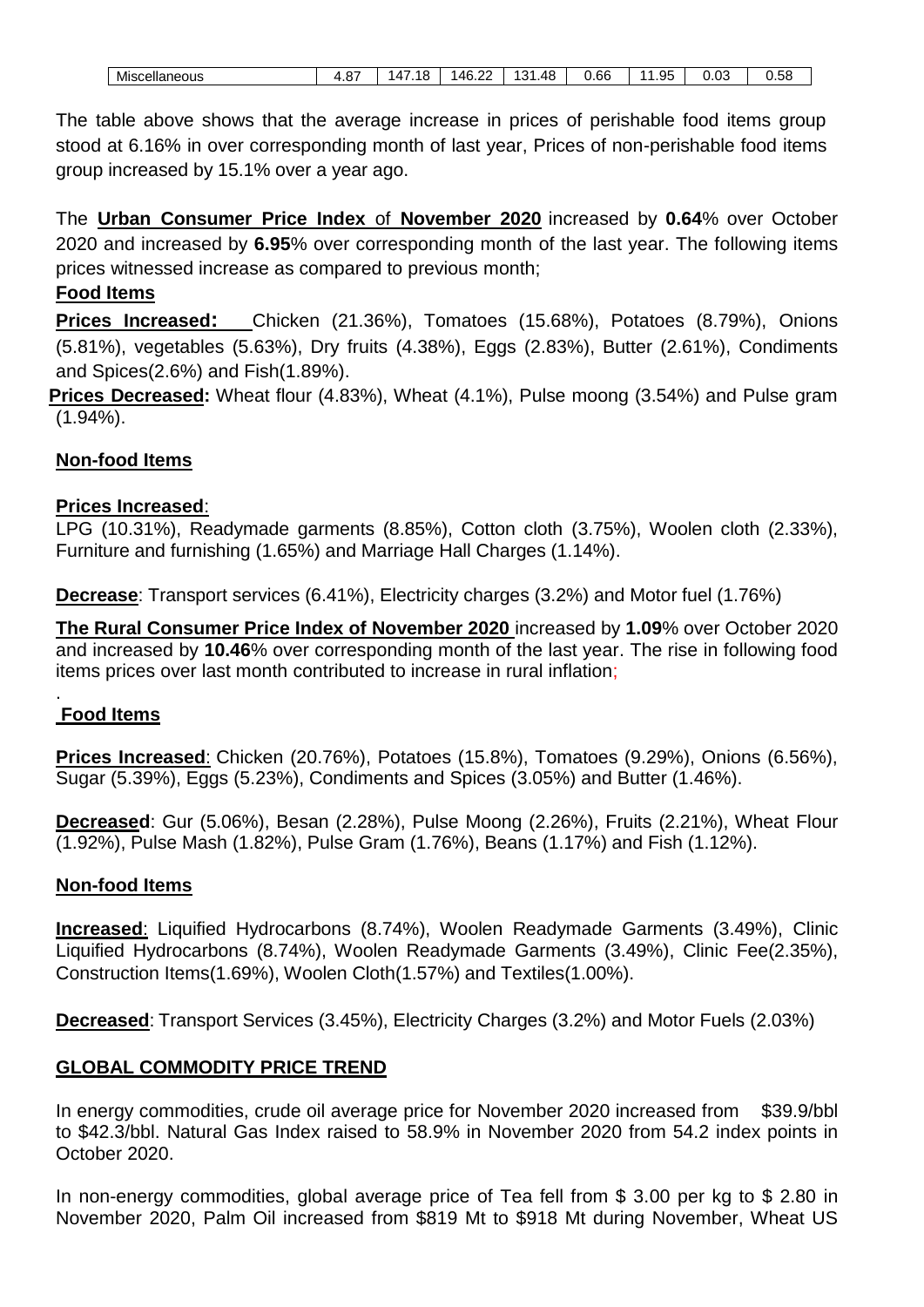| Miscellaneous | 4.87 | 147.18 | 146.22 | 131.48 | 0.66 | 11.95 | 0.03 | 0.58 |
|---|---|---|---|---|---|---|---|---|

The table above shows that the average increase in prices of perishable food items group stood at 6.16% in over corresponding month of last year, Prices of non-perishable food items group increased by 15.1% over a year ago.

The **Urban Consumer Price Index** of **November 2020** increased by **0.64**% over October 2020 and increased by **6.95**% over corresponding month of the last year. The following items prices witnessed increase as compared to previous month;

**Food Items**

**Prices Increased:** Chicken (21.36%), Tomatoes (15.68%), Potatoes (8.79%), Onions (5.81%), vegetables (5.63%), Dry fruits (4.38%), Eggs (2.83%), Butter (2.61%), Condiments and Spices(2.6%) and Fish(1.89%).

**Prices Decreased:** Wheat flour (4.83%), Wheat (4.1%), Pulse moong (3.54%) and Pulse gram (1.94%).

**Non-food Items**

**Prices Increased**:
LPG (10.31%), Readymade garments (8.85%), Cotton cloth (3.75%), Woolen cloth (2.33%), Furniture and furnishing (1.65%) and Marriage Hall Charges (1.14%).

**Decrease**: Transport services (6.41%), Electricity charges (3.2%) and Motor fuel (1.76%)

**The Rural Consumer Price Index of November 2020** increased by **1.09**% over October 2020 and increased by **10.46**% over corresponding month of the last year. The rise in following food items prices over last month contributed to increase in rural inflation;

**Food Items**

**Prices Increased**: Chicken (20.76%), Potatoes (15.8%), Tomatoes (9.29%), Onions (6.56%), Sugar (5.39%), Eggs (5.23%), Condiments and Spices (3.05%) and Butter (1.46%).

**Decreased**: Gur (5.06%), Besan (2.28%), Pulse Moong (2.26%), Fruits (2.21%), Wheat Flour (1.92%), Pulse Mash (1.82%), Pulse Gram (1.76%), Beans (1.17%) and Fish (1.12%).

**Non-food Items**

**Increased**: Liquified Hydrocarbons (8.74%), Woolen Readymade Garments (3.49%), Clinic Liquified Hydrocarbons (8.74%), Woolen Readymade Garments (3.49%), Clinic Fee(2.35%), Construction Items(1.69%), Woolen Cloth(1.57%) and Textiles(1.00%).

**Decreased**: Transport Services (3.45%), Electricity Charges (3.2%) and Motor Fuels (2.03%)

**GLOBAL COMMODITY PRICE TREND**

In energy commodities, crude oil average price for November 2020 increased from $39.9/bbl to $42.3/bbl. Natural Gas Index raised to 58.9% in November 2020 from 54.2 index points in October 2020.

In non-energy commodities, global average price of Tea fell from $ 3.00 per kg to $ 2.80 in November 2020, Palm Oil increased from $819 Mt to $918 Mt during November, Wheat US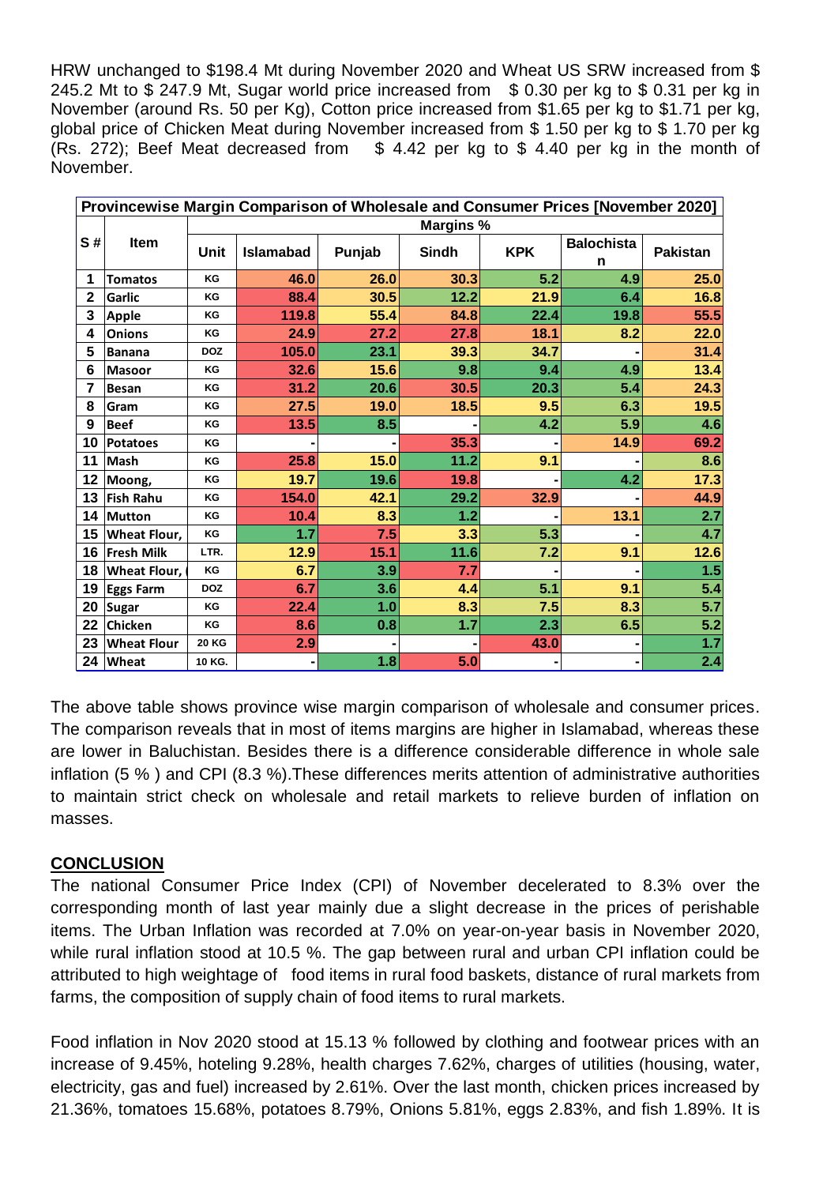HRW unchanged to \$198.4 Mt during November 2020 and Wheat US SRW increased from \$ 245.2 Mt to \$ 247.9 Mt, Sugar world price increased from \$ 0.30 per kg to \$ 0.31 per kg in November (around Rs. 50 per Kg), Cotton price increased from \$1.65 per kg to \$1.71 per kg, global price of Chicken Meat during November increased from \$ 1.50 per kg to \$ 1.70 per kg (Rs. 272); Beef Meat decreased from \$ 4.42 per kg to \$ 4.40 per kg in the month of November.

| Provincewise Margin Comparison of Wholesale and Consumer Prices [November 2020] | | | | | | | | |
|---|---|---|---|---|---|---|---|---|
| S # | Item | Margins % | | | | | | |
| | | Unit | Islamabad | Punjab | Sindh | KPK | Balochistan | Pakistan |
| 1 | Tomatos | KG | 46.0 | 26.0 | 30.3 | 5.2 | 4.9 | 25.0 |
| 2 | Garlic | KG | 88.4 | 30.5 | 12.2 | 21.9 | 6.4 | 16.8 |
| 3 | Apple | KG | 119.8 | 55.4 | 84.8 | 22.4 | 19.8 | 55.5 |
| 4 | Onions | KG | 24.9 | 27.2 | 27.8 | 18.1 | 8.2 | 22.0 |
| 5 | Banana | DOZ | 105.0 | 23.1 | 39.3 | 34.7 | - | 31.4 |
| 6 | Masoor | KG | 32.6 | 15.6 | 9.8 | 9.4 | 4.9 | 13.4 |
| 7 | Besan | KG | 31.2 | 20.6 | 30.5 | 20.3 | 5.4 | 24.3 |
| 8 | Gram | KG | 27.5 | 19.0 | 18.5 | 9.5 | 6.3 | 19.5 |
| 9 | Beef | KG | 13.5 | 8.5 | - | 4.2 | 5.9 | 4.6 |
| 10 | Potatoes | KG | - | - | 35.3 | - | 14.9 | 69.2 |
| 11 | Mash | KG | 25.8 | 15.0 | 11.2 | 9.1 | - | 8.6 |
| 12 | Moong, | KG | 19.7 | 19.6 | 19.8 | - | 4.2 | 17.3 |
| 13 | Fish Rahu | KG | 154.0 | 42.1 | 29.2 | 32.9 | - | 44.9 |
| 14 | Mutton | KG | 10.4 | 8.3 | 1.2 | - | 13.1 | 2.7 |
| 15 | Wheat Flour, | KG | 1.7 | 7.5 | 3.3 | 5.3 | - | 4.7 |
| 16 | Fresh Milk | LTR. | 12.9 | 15.1 | 11.6 | 7.2 | 9.1 | 12.6 |
| 18 | Wheat Flour, ( | KG | 6.7 | 3.9 | 7.7 | - | - | 1.5 |
| 19 | Eggs Farm | DOZ | 6.7 | 3.6 | 4.4 | 5.1 | 9.1 | 5.4 |
| 20 | Sugar | KG | 22.4 | 1.0 | 8.3 | 7.5 | 8.3 | 5.7 |
| 22 | Chicken | KG | 8.6 | 0.8 | 1.7 | 2.3 | 6.5 | 5.2 |
| 23 | Wheat Flour | 20 KG | 2.9 | - | - | 43.0 | - | 1.7 |
| 24 | Wheat | 10 KG. | - | 1.8 | 5.0 | - | - | 2.4 |

The above table shows province wise margin comparison of wholesale and consumer prices. The comparison reveals that in most of items margins are higher in Islamabad, whereas these are lower in Baluchistan. Besides there is a difference considerable difference in whole sale inflation (5 % ) and CPI (8.3 %).These differences merits attention of administrative authorities to maintain strict check on wholesale and retail markets to relieve burden of inflation on masses.

## CONCLUSION

The national Consumer Price Index (CPI) of November decelerated to 8.3% over the corresponding month of last year mainly due a slight decrease in the prices of perishable items. The Urban Inflation was recorded at 7.0% on year-on-year basis in November 2020, while rural inflation stood at 10.5 %. The gap between rural and urban CPI inflation could be attributed to high weightage of food items in rural food baskets, distance of rural markets from farms, the composition of supply chain of food items to rural markets.

Food inflation in Nov 2020 stood at 15.13 % followed by clothing and footwear prices with an increase of 9.45%, hoteling 9.28%, health charges 7.62%, charges of utilities (housing, water, electricity, gas and fuel) increased by 2.61%. Over the last month, chicken prices increased by 21.36%, tomatoes 15.68%, potatoes 8.79%, Onions 5.81%, eggs 2.83%, and fish 1.89%. It is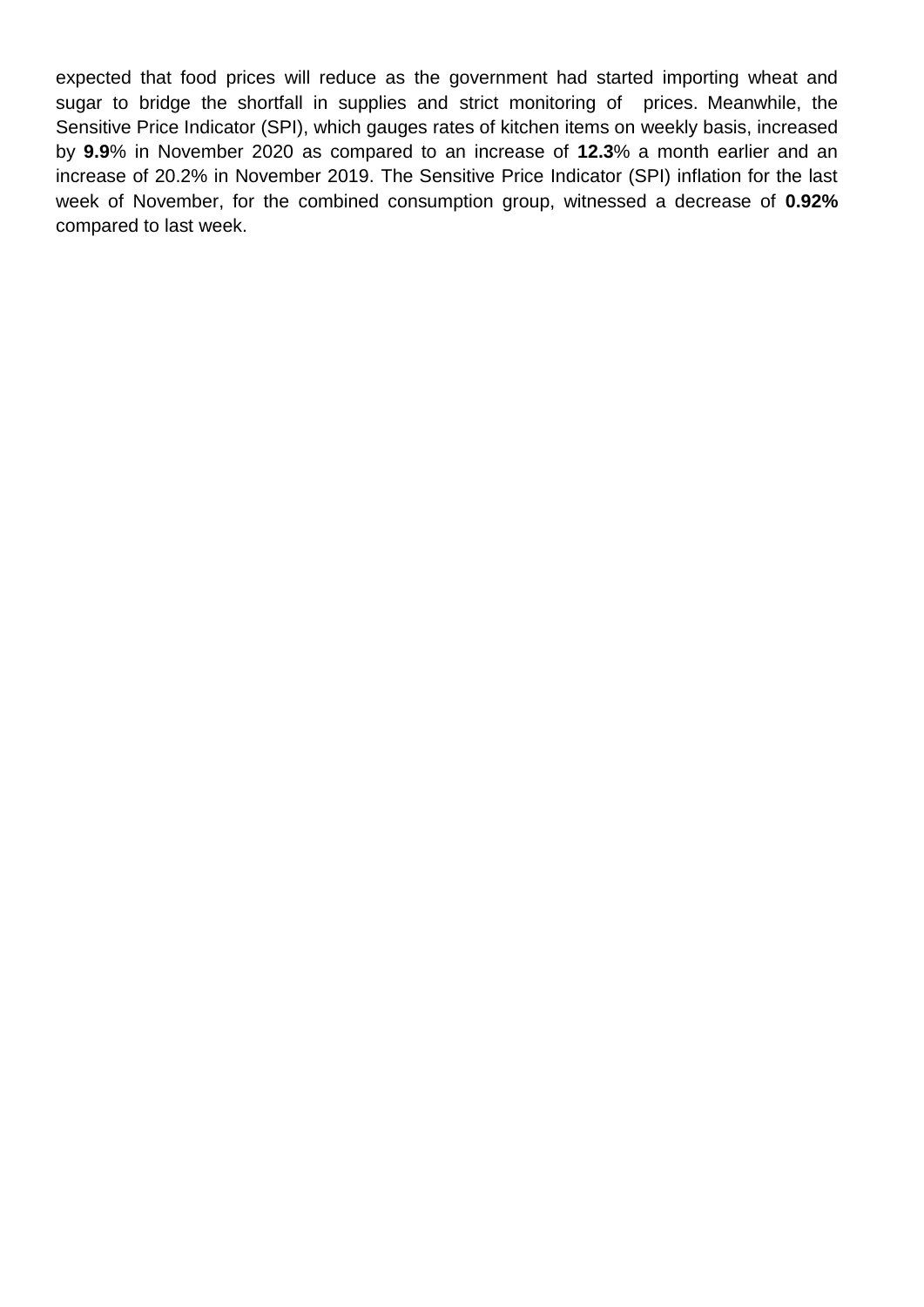expected that food prices will reduce as the government had started importing wheat and sugar to bridge the shortfall in supplies and strict monitoring of prices. Meanwhile, the Sensitive Price Indicator (SPI), which gauges rates of kitchen items on weekly basis, increased by **9.9**% in November 2020 as compared to an increase of **12.3**% a month earlier and an increase of 20.2% in November 2019. The Sensitive Price Indicator (SPI) inflation for the last week of November, for the combined consumption group, witnessed a decrease of **0.92%** compared to last week.